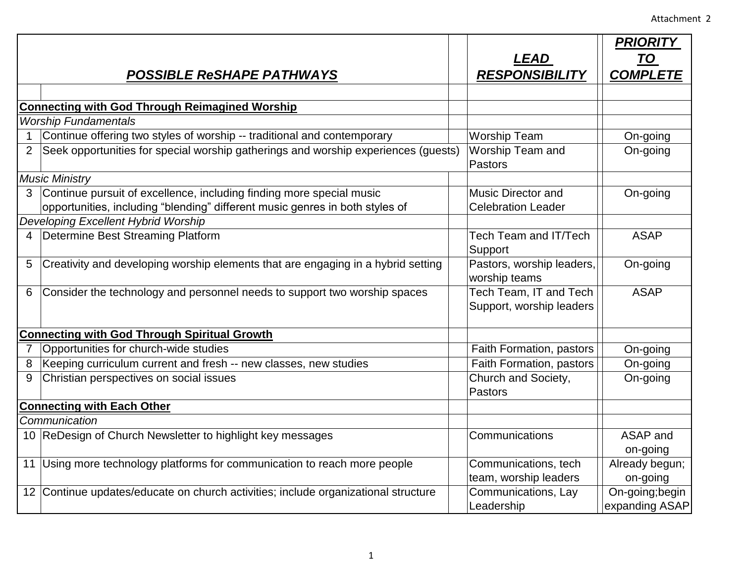Attachment 2

| | *POSSIBLE ReSHAPE PATHWAYS* | *LEAD RESPONSIBILITY* | *PRIORITY TO COMPLETE* |
|---|---|---|---|
| | | | |
| **Connecting with God Through Reimagined Worship** | | | |
| *Worship Fundamentals* | | | |
| 1 | Continue offering two styles of worship -- traditional and contemporary | Worship Team | On-going |
| 2 | Seek opportunities for special worship gatherings and worship experiences (guests) | Worship Team and Pastors | On-going |
| *Music Ministry* | | | |
| 3 | Continue pursuit of excellence, including finding more special music opportunities, including "blending" different music genres in both styles of | Music Director and Celebration Leader | On-going |
| *Developing Excellent Hybrid Worship* | | | |
| 4 | Determine Best Streaming Platform | Tech Team and IT/Tech Support | ASAP |
| 5 | Creativity and developing worship elements that are engaging in a hybrid setting | Pastors, worship leaders, worship teams | On-going |
| 6 | Consider the technology and personnel needs to support two worship spaces | Tech Team, IT and Tech Support, worship leaders | ASAP |
| **Connecting with God Through Spiritual Growth** | | | |
| 7 | Opportunities for church-wide studies | Faith Formation, pastors | On-going |
| 8 | Keeping curriculum current and fresh -- new classes, new studies | Faith Formation, pastors | On-going |
| 9 | Christian perspectives on social issues | Church and Society, Pastors | On-going |
| **Connecting with Each Other** | | | |
| *Communication* | | | |
| 10 | ReDesign of Church Newsletter to highlight key messages | Communications | ASAP and on-going |
| 11 | Using more technology platforms for communication to reach more people | Communications, tech team, worship leaders | Already begun; on-going |
| 12 | Continue updates/educate on church activities; include organizational structure | Communications, Lay Leadership | On-going;begin expanding ASAP |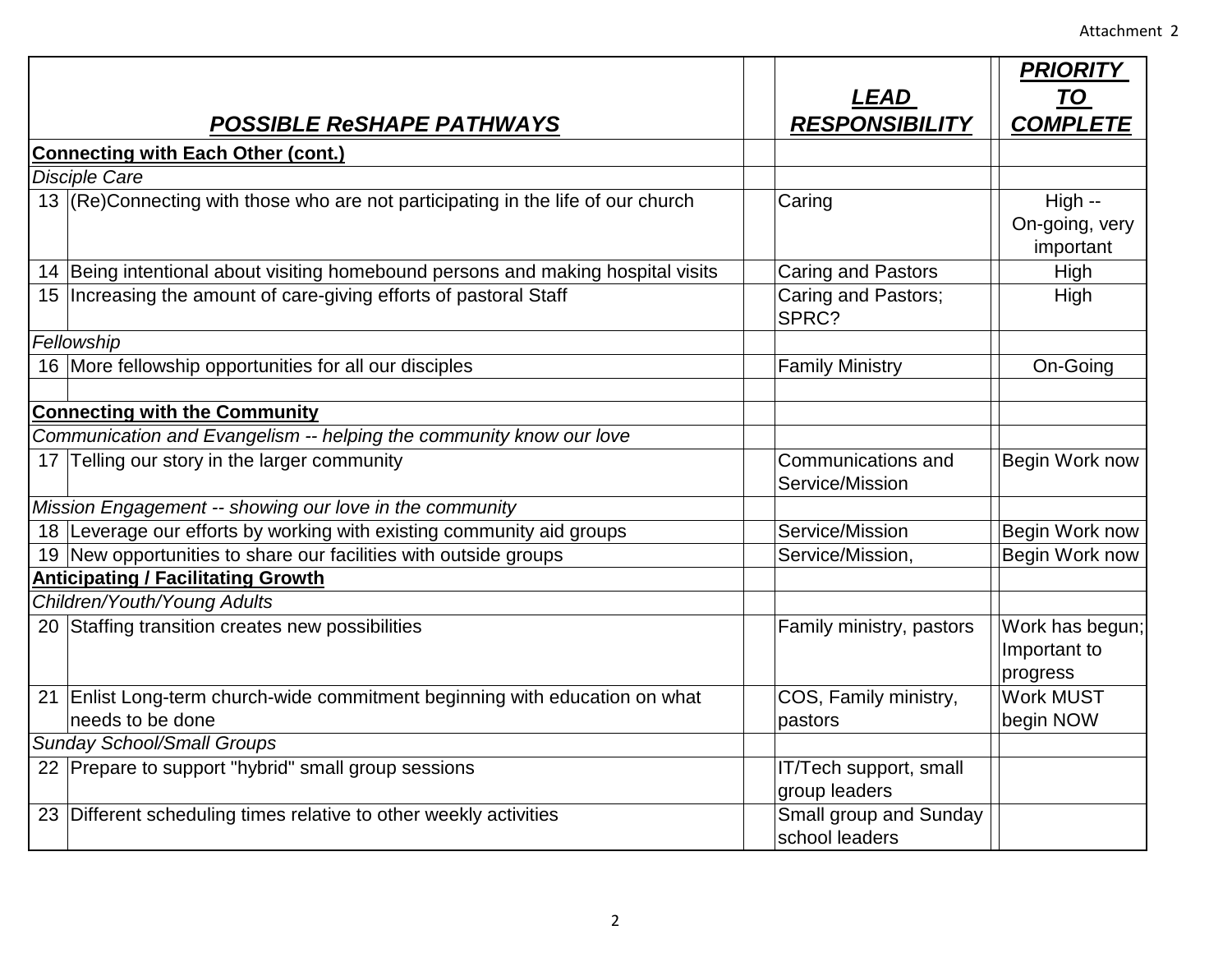Attachment 2

| | POSSIBLE ReSHAPE PATHWAYS | LEAD RESPONSIBILITY | PRIORITY TO COMPLETE |
|---|---|---|---|
| **Connecting with Each Other (cont.)** | | | |
| *Disciple Care* | | | |
| 13 | (Re)Connecting with those who are not participating in the life of our church | Caring | High -- On-going, very important |
| 14 | Being intentional about visiting homebound persons and making hospital visits | Caring and Pastors | High |
| 15 | Increasing the amount of care-giving efforts of pastoral Staff | Caring and Pastors; SPRC? | High |
| *Fellowship* | | | |
| 16 | More fellowship opportunities for all our disciples | Family Ministry | On-Going |
| | | | |
| **Connecting with the Community** | | | |
| *Communication and Evangelism -- helping the community know our love* | | | |
| 17 | Telling our story in the larger community | Communications and Service/Mission | Begin Work now |
| *Mission Engagement -- showing our love in the community* | | | |
| 18 | Leverage our efforts by working with existing community aid groups | Service/Mission | Begin Work now |
| 19 | New opportunities to share our facilities with outside groups | Service/Mission, | Begin Work now |
| **Anticipating / Facilitating Growth** | | | |
| *Children/Youth/Young Adults* | | | |
| 20 | Staffing transition creates new possibilities | Family ministry, pastors | Work has begun; Important to progress |
| 21 | Enlist Long-term church-wide commitment beginning with education on what needs to be done | COS, Family ministry, pastors | Work MUST begin NOW |
| *Sunday School/Small Groups* | | | |
| 22 | Prepare to support "hybrid" small group sessions | IT/Tech support, small group leaders | |
| 23 | Different scheduling times relative to other weekly activities | Small group and Sunday school leaders | |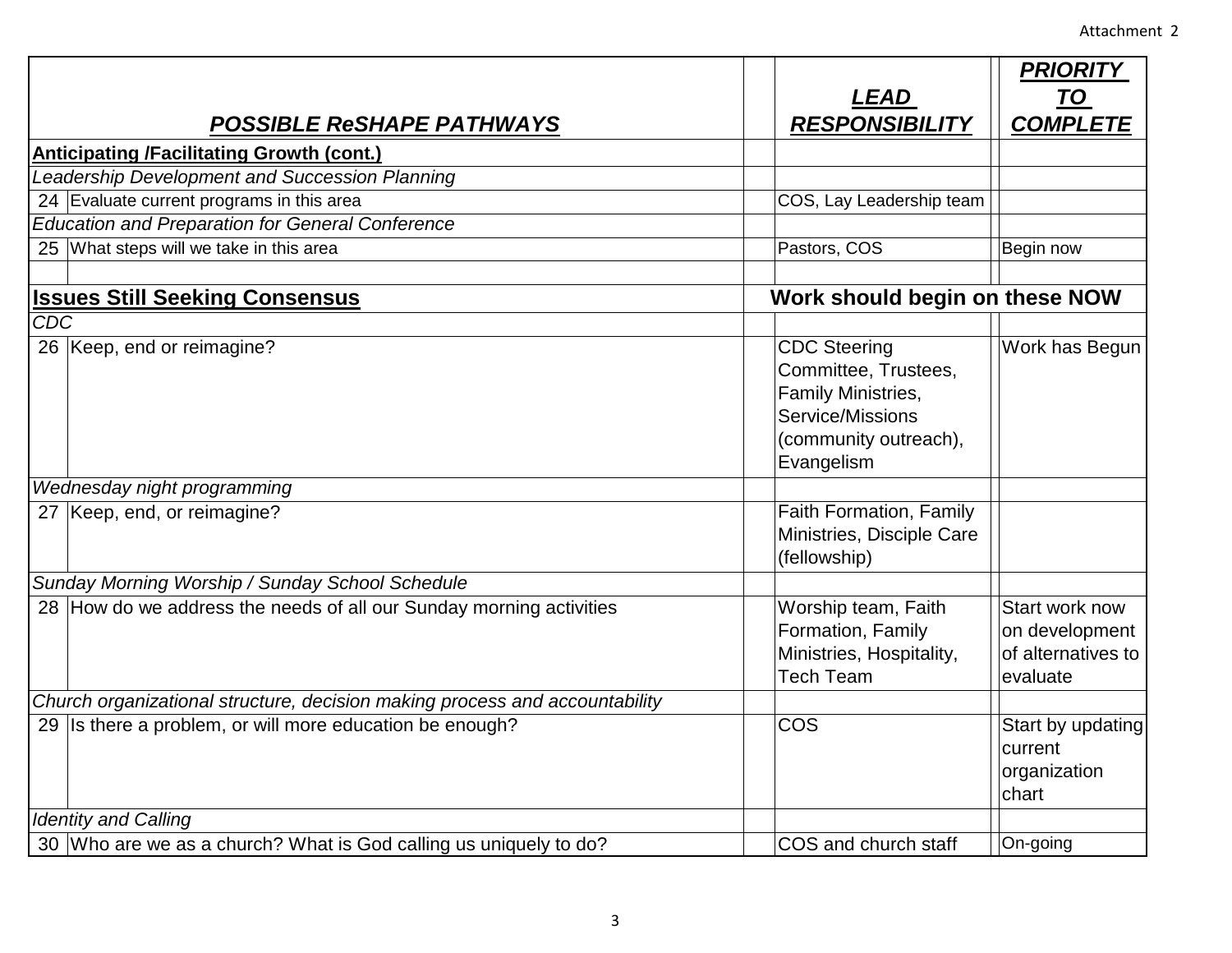Attachment 2

| | POSSIBLE ReSHAPE PATHWAYS | | LEAD RESPONSIBILITY | | PRIORITY TO COMPLETE |
|---|---|---|---|---|---|
| **Anticipating /Facilitating Growth (cont.)** | | | | | |
| *Leadership Development and Succession Planning* | | | | | |
| 24 | Evaluate current programs in this area | | COS, Lay Leadership team | | |
| *Education and Preparation for General Conference* | | | | | |
| 25 | What steps will we take in this area | | Pastors, COS | | Begin now |
| | | | | | |
| **Issues Still Seeking Consensus** | | | **Work should begin on these NOW** | | |
| *CDC* | | | | | |
| 26 | Keep, end or reimagine? | | CDC Steering Committee, Trustees, Family Ministries, Service/Missions (community outreach), Evangelism | | Work has Begun |
| *Wednesday night programming* | | | | | |
| 27 | Keep, end, or reimagine? | | Faith Formation, Family Ministries, Disciple Care (fellowship) | | |
| *Sunday Morning Worship / Sunday School Schedule* | | | | | |
| 28 | How do we address the needs of all our Sunday morning activities | | Worship team, Faith Formation, Family Ministries, Hospitality, Tech Team | | Start work now on development of alternatives to evaluate |
| *Church organizational structure, decision making process and accountability* | | | | | |
| 29 | Is there a problem, or will more education be enough? | | COS | | Start by updating current organization chart |
| *Identity and Calling* | | | | | |
| 30 | Who are we as a church? What is God calling us uniquely to do? | | COS and church staff | | On-going |